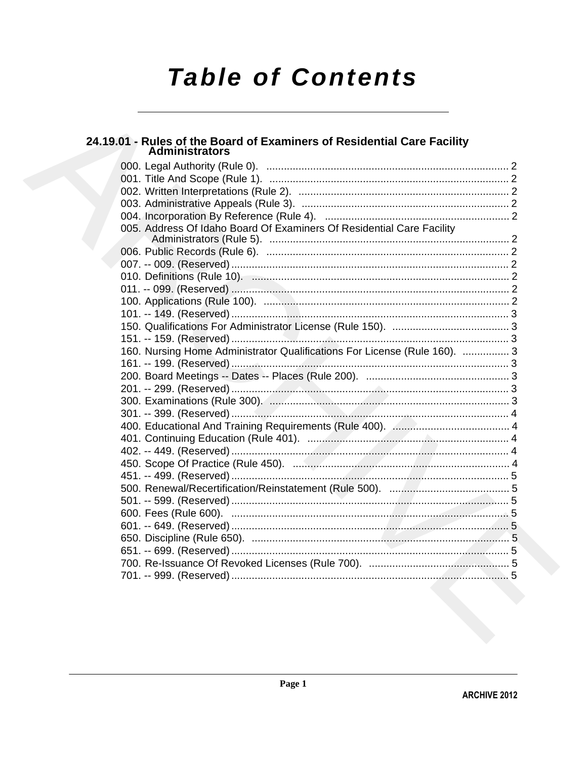# Table of Contents

## 24.19.01 - Rules of the Board of Examiners of Residential Care Facility Administrators

000. Legal Authority (Rule 0). .......... 2
001. Title And Scope (Rule 1). .......... 2
002. Written Interpretations (Rule 2). .......... 2
003. Administrative Appeals (Rule 3). .......... 2
004. Incorporation By Reference (Rule 4). .......... 2
005. Address Of Idaho Board Of Examiners Of Residential Care Facility Administrators (Rule 5). .......... 2
006. Public Records (Rule 6). .......... 2
007. -- 009. (Reserved) .......... 2
010. Definitions (Rule 10). .......... 2
011. -- 099. (Reserved) .......... 2
100. Applications (Rule 100). .......... 2
101. -- 149. (Reserved) .......... 3
150. Qualifications For Administrator License (Rule 150). .......... 3
151. -- 159. (Reserved) .......... 3
160. Nursing Home Administrator Qualifications For License (Rule 160). .......... 3
161. -- 199. (Reserved) .......... 3
200. Board Meetings -- Dates -- Places (Rule 200). .......... 3
201. -- 299. (Reserved) .......... 3
300. Examinations (Rule 300). .......... 3
301. -- 399. (Reserved) .......... 4
400. Educational And Training Requirements (Rule 400). .......... 4
401. Continuing Education (Rule 401). .......... 4
402. -- 449. (Reserved) .......... 4
450. Scope Of Practice (Rule 450). .......... 4
451. -- 499. (Reserved) .......... 5
500. Renewal/Recertification/Reinstatement (Rule 500). .......... 5
501. -- 599. (Reserved) .......... 5
600. Fees (Rule 600). .......... 5
601. -- 649. (Reserved) .......... 5
650. Discipline (Rule 650). .......... 5
651. -- 699. (Reserved) .......... 5
700. Re-Issuance Of Revoked Licenses (Rule 700). .......... 5
701. -- 999. (Reserved) .......... 5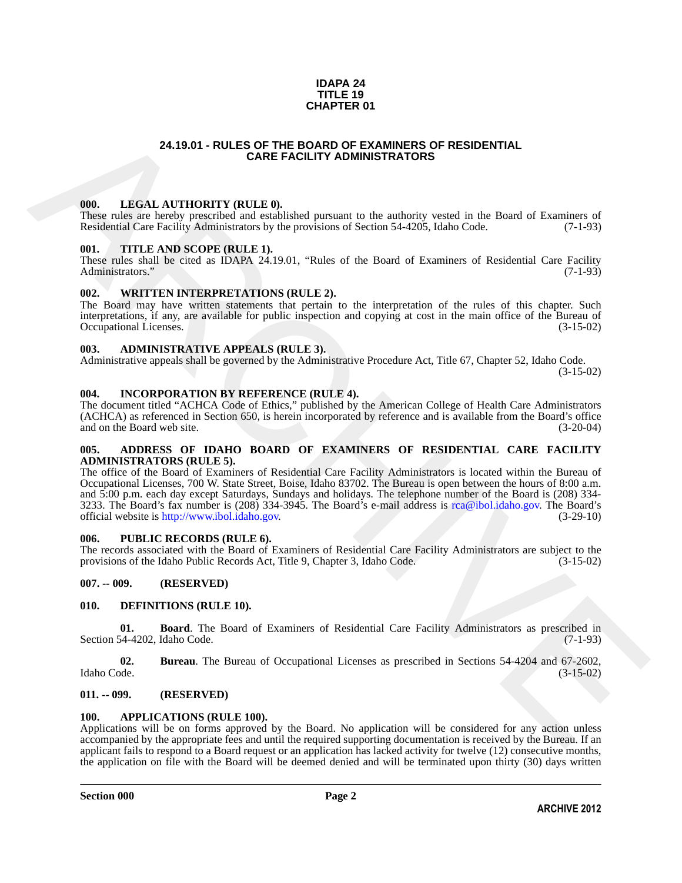**IDAPA 24**
**TITLE 19**
**CHAPTER 01**

# 24.19.01 - RULES OF THE BOARD OF EXAMINERS OF RESIDENTIAL CARE FACILITY ADMINISTRATORS

### 000. LEGAL AUTHORITY (RULE 0).

These rules are hereby prescribed and established pursuant to the authority vested in the Board of Examiners of Residential Care Facility Administrators by the provisions of Section 54-4205, Idaho Code. (7-1-93)

### 001. TITLE AND SCOPE (RULE 1).

These rules shall be cited as IDAPA 24.19.01, "Rules of the Board of Examiners of Residential Care Facility Administrators." (7-1-93)

### 002. WRITTEN INTERPRETATIONS (RULE 2).

The Board may have written statements that pertain to the interpretation of the rules of this chapter. Such interpretations, if any, are available for public inspection and copying at cost in the main office of the Bureau of Occupational Licenses. (3-15-02)

### 003. ADMINISTRATIVE APPEALS (RULE 3).

Administrative appeals shall be governed by the Administrative Procedure Act, Title 67, Chapter 52, Idaho Code. (3-15-02)

### 004. INCORPORATION BY REFERENCE (RULE 4).

The document titled "ACHCA Code of Ethics," published by the American College of Health Care Administrators (ACHCA) as referenced in Section 650, is herein incorporated by reference and is available from the Board's office and on the Board web site. (3-20-04)

### 005. ADDRESS OF IDAHO BOARD OF EXAMINERS OF RESIDENTIAL CARE FACILITY ADMINISTRATORS (RULE 5).

The office of the Board of Examiners of Residential Care Facility Administrators is located within the Bureau of Occupational Licenses, 700 W. State Street, Boise, Idaho 83702. The Bureau is open between the hours of 8:00 a.m. and 5:00 p.m. each day except Saturdays, Sundays and holidays. The telephone number of the Board is (208) 334-3233. The Board's fax number is (208) 334-3945. The Board's e-mail address is rca@ibol.idaho.gov. The Board's official website is http://www.ibol.idaho.gov. (3-29-10)

### 006. PUBLIC RECORDS (RULE 6).

The records associated with the Board of Examiners of Residential Care Facility Administrators are subject to the provisions of the Idaho Public Records Act, Title 9, Chapter 3, Idaho Code. (3-15-02)

### 007. -- 009. (RESERVED)

### 010. DEFINITIONS (RULE 10).

**01. Board**. The Board of Examiners of Residential Care Facility Administrators as prescribed in Section 54-4202, Idaho Code. (7-1-93)

**02. Bureau**. The Bureau of Occupational Licenses as prescribed in Sections 54-4204 and 67-2602, Idaho Code. (3-15-02)

### 011. -- 099. (RESERVED)

### 100. APPLICATIONS (RULE 100).

Applications will be on forms approved by the Board. No application will be considered for any action unless accompanied by the appropriate fees and until the required supporting documentation is received by the Bureau. If an applicant fails to respond to a Board request or an application has lacked activity for twelve (12) consecutive months, the application on file with the Board will be deemed denied and will be terminated upon thirty (30) days written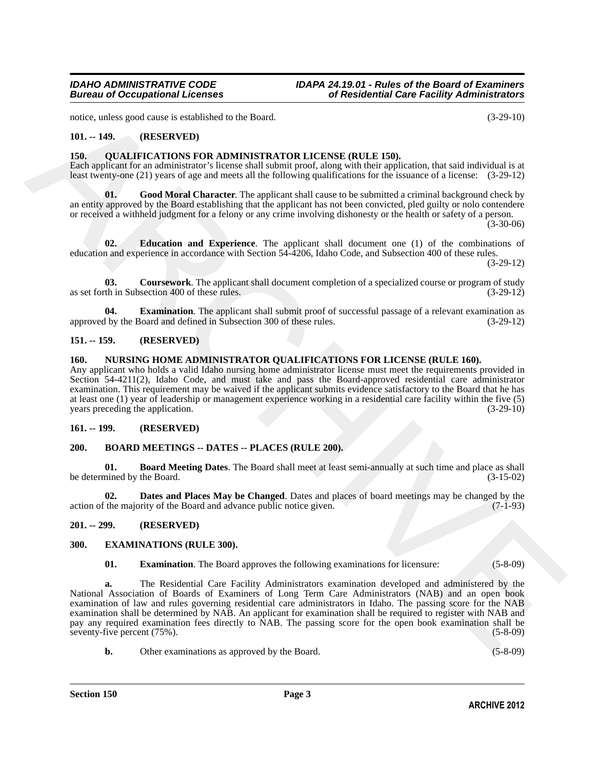notice, unless good cause is established to the Board. (3-29-10)

## 101. -- 149. (RESERVED)

## 150. QUALIFICATIONS FOR ADMINISTRATOR LICENSE (RULE 150).

Each applicant for an administrator's license shall submit proof, along with their application, that said individual is at least twenty-one (21) years of age and meets all the following qualifications for the issuance of a license: (3-29-12)

**01. Good Moral Character**. The applicant shall cause to be submitted a criminal background check by an entity approved by the Board establishing that the applicant has not been convicted, pled guilty or nolo contendere or received a withheld judgment for a felony or any crime involving dishonesty or the health or safety of a person. (3-30-06)

**02. Education and Experience**. The applicant shall document one (1) of the combinations of education and experience in accordance with Section 54-4206, Idaho Code, and Subsection 400 of these rules. (3-29-12)

**03. Coursework**. The applicant shall document completion of a specialized course or program of study as set forth in Subsection 400 of these rules. (3-29-12)

**04. Examination**. The applicant shall submit proof of successful passage of a relevant examination as approved by the Board and defined in Subsection 300 of these rules. (3-29-12)

## 151. -- 159. (RESERVED)

## 160. NURSING HOME ADMINISTRATOR QUALIFICATIONS FOR LICENSE (RULE 160).

Any applicant who holds a valid Idaho nursing home administrator license must meet the requirements provided in Section 54-4211(2), Idaho Code, and must take and pass the Board-approved residential care administrator examination. This requirement may be waived if the applicant submits evidence satisfactory to the Board that he has at least one (1) year of leadership or management experience working in a residential care facility within the five (5) years preceding the application. (3-29-10)

## 161. -- 199. (RESERVED)

## 200. BOARD MEETINGS -- DATES -- PLACES (RULE 200).

**01. Board Meeting Dates**. The Board shall meet at least semi-annually at such time and place as shall be determined by the Board. (3-15-02)

**02. Dates and Places May be Changed**. Dates and places of board meetings may be changed by the action of the majority of the Board and advance public notice given. (7-1-93)

## 201. -- 299. (RESERVED)

## 300. EXAMINATIONS (RULE 300).

**01. Examination**. The Board approves the following examinations for licensure: (5-8-09)

**a.** The Residential Care Facility Administrators examination developed and administered by the National Association of Boards of Examiners of Long Term Care Administrators (NAB) and an open book examination of law and rules governing residential care administrators in Idaho. The passing score for the NAB examination shall be determined by NAB. An applicant for examination shall be required to register with NAB and pay any required examination fees directly to NAB. The passing score for the open book examination shall be seventy-five percent (75%). (5-8-09)

**b.** Other examinations as approved by the Board. (5-8-09)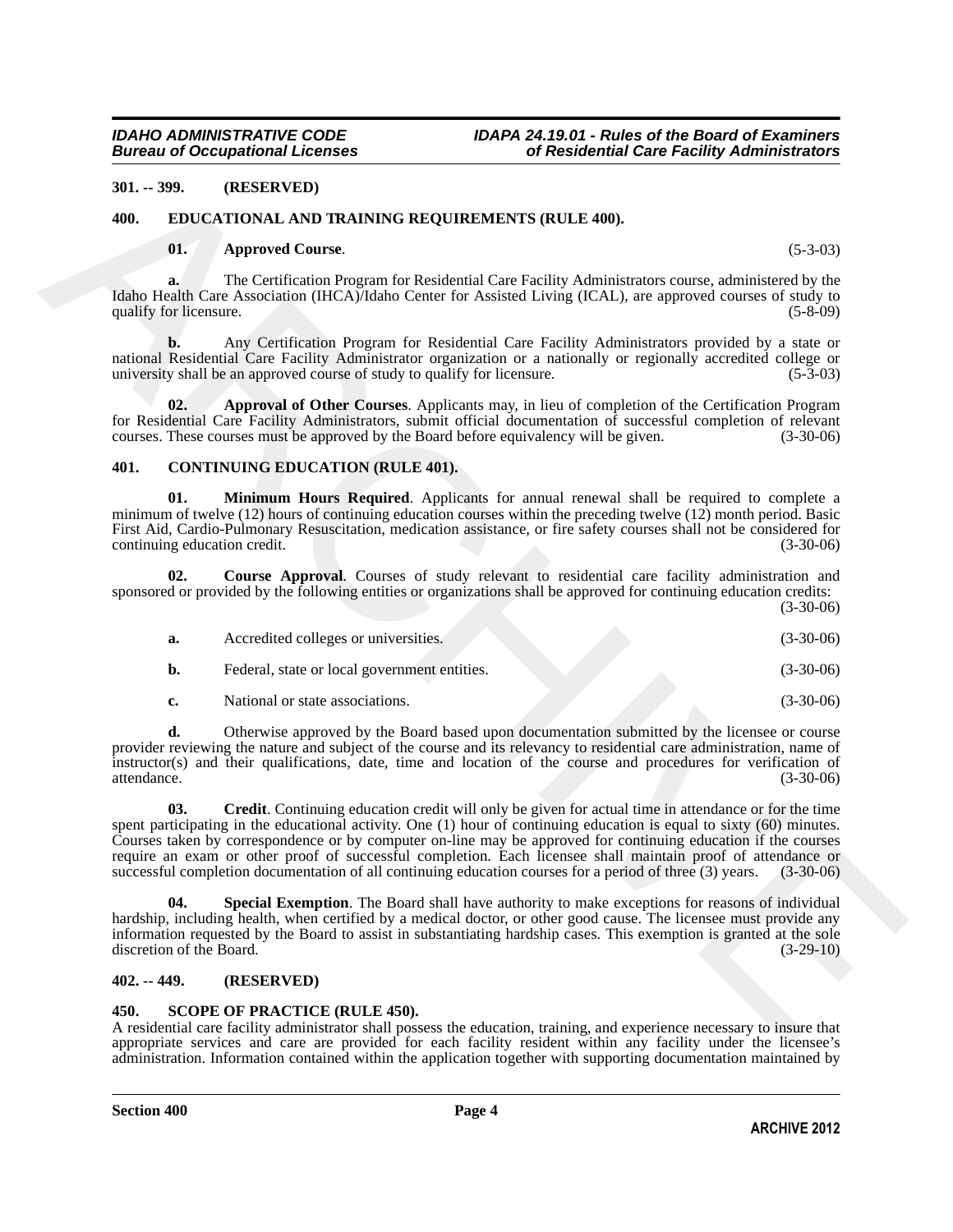**301. -- 399. (RESERVED)**

**400. EDUCATIONAL AND TRAINING REQUIREMENTS (RULE 400).**

**01. Approved Course**. (5-3-03)

**a.** The Certification Program for Residential Care Facility Administrators course, administered by the Idaho Health Care Association (IHCA)/Idaho Center for Assisted Living (ICAL), are approved courses of study to qualify for licensure. (5-8-09)

**b.** Any Certification Program for Residential Care Facility Administrators provided by a state or national Residential Care Facility Administrator organization or a nationally or regionally accredited college or university shall be an approved course of study to qualify for licensure. (5-3-03)

**02. Approval of Other Courses**. Applicants may, in lieu of completion of the Certification Program for Residential Care Facility Administrators, submit official documentation of successful completion of relevant courses. These courses must be approved by the Board before equivalency will be given. (3-30-06)

**401. CONTINUING EDUCATION (RULE 401).**

**01. Minimum Hours Required**. Applicants for annual renewal shall be required to complete a minimum of twelve (12) hours of continuing education courses within the preceding twelve (12) month period. Basic First Aid, Cardio-Pulmonary Resuscitation, medication assistance, or fire safety courses shall not be considered for continuing education credit. (3-30-06)

**02. Course Approval**. Courses of study relevant to residential care facility administration and sponsored or provided by the following entities or organizations shall be approved for continuing education credits: (3-30-06)

**a.** Accredited colleges or universities. (3-30-06)

**b.** Federal, state or local government entities. (3-30-06)

**c.** National or state associations. (3-30-06)

**d.** Otherwise approved by the Board based upon documentation submitted by the licensee or course provider reviewing the nature and subject of the course and its relevancy to residential care administration, name of instructor(s) and their qualifications, date, time and location of the course and procedures for verification of attendance. (3-30-06)

**03. Credit**. Continuing education credit will only be given for actual time in attendance or for the time spent participating in the educational activity. One (1) hour of continuing education is equal to sixty (60) minutes. Courses taken by correspondence or by computer on-line may be approved for continuing education if the courses require an exam or other proof of successful completion. Each licensee shall maintain proof of attendance or successful completion documentation of all continuing education courses for a period of three (3) years. (3-30-06)

**04. Special Exemption**. The Board shall have authority to make exceptions for reasons of individual hardship, including health, when certified by a medical doctor, or other good cause. The licensee must provide any information requested by the Board to assist in substantiating hardship cases. This exemption is granted at the sole discretion of the Board. (3-29-10)

**402. -- 449. (RESERVED)**

**450. SCOPE OF PRACTICE (RULE 450).**

A residential care facility administrator shall possess the education, training, and experience necessary to insure that appropriate services and care are provided for each facility resident within any facility under the licensee's administration. Information contained within the application together with supporting documentation maintained by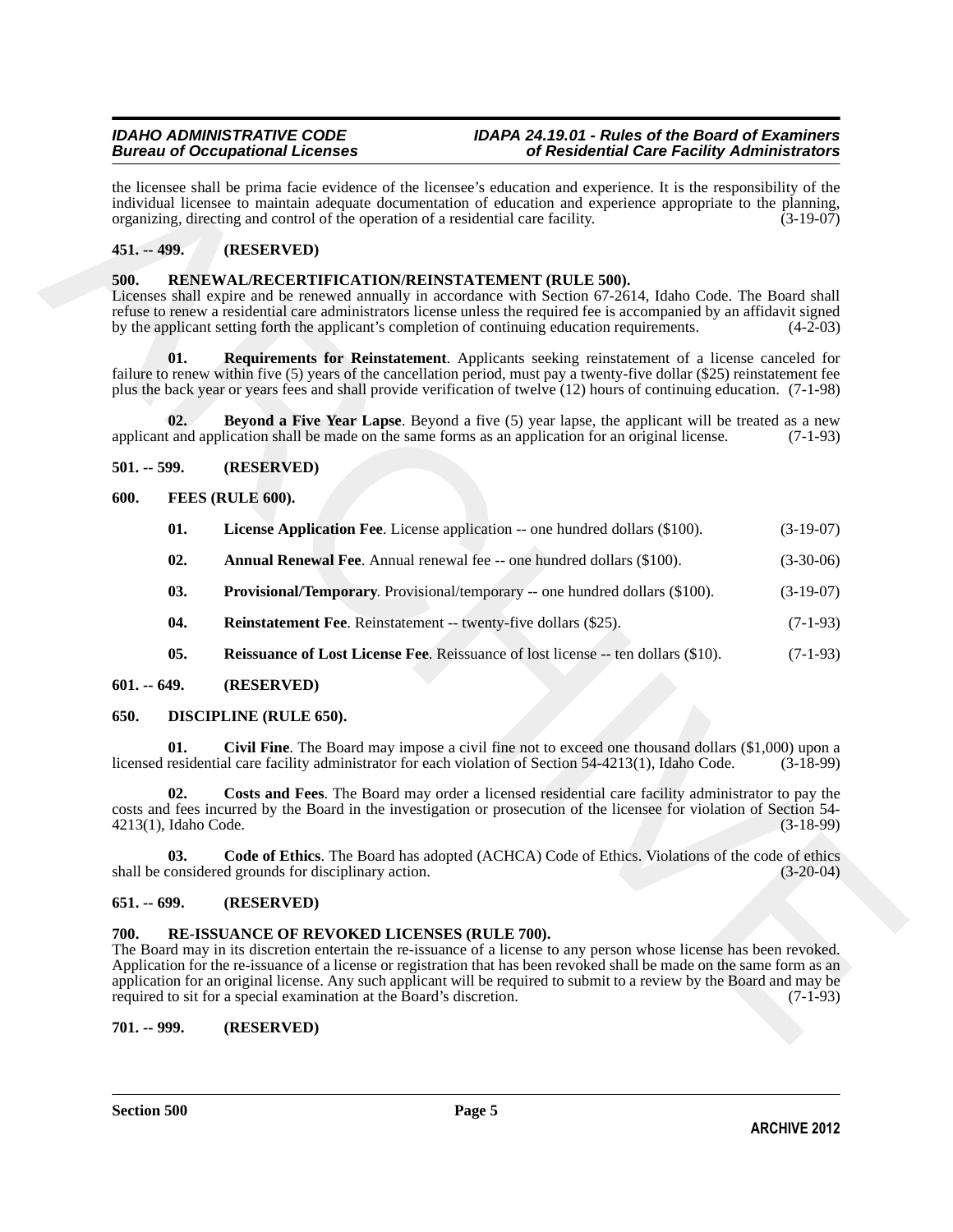the licensee shall be prima facie evidence of the licensee's education and experience. It is the responsibility of the individual licensee to maintain adequate documentation of education and experience appropriate to the planning, organizing, directing and control of the operation of a residential care facility. (3-19-07)

**451. -- 499. (RESERVED)**

**500. RENEWAL/RECERTIFICATION/REINSTATEMENT (RULE 500).**

Licenses shall expire and be renewed annually in accordance with Section 67-2614, Idaho Code. The Board shall refuse to renew a residential care administrators license unless the required fee is accompanied by an affidavit signed by the applicant setting forth the applicant's completion of continuing education requirements. (4-2-03)

**01. Requirements for Reinstatement**. Applicants seeking reinstatement of a license canceled for failure to renew within five (5) years of the cancellation period, must pay a twenty-five dollar ($25) reinstatement fee plus the back year or years fees and shall provide verification of twelve (12) hours of continuing education. (7-1-98)

**02. Beyond a Five Year Lapse**. Beyond a five (5) year lapse, the applicant will be treated as a new applicant and application shall be made on the same forms as an application for an original license. (7-1-93)

**501. -- 599. (RESERVED)**

**600. FEES (RULE 600).**

**01. License Application Fee**. License application -- one hundred dollars ($100). (3-19-07)

**02. Annual Renewal Fee**. Annual renewal fee -- one hundred dollars ($100). (3-30-06)

**03. Provisional/Temporary**. Provisional/temporary -- one hundred dollars ($100). (3-19-07)

**04. Reinstatement Fee**. Reinstatement -- twenty-five dollars ($25). (7-1-93)

**05. Reissuance of Lost License Fee**. Reissuance of lost license -- ten dollars ($10). (7-1-93)

**601. -- 649. (RESERVED)**

**650. DISCIPLINE (RULE 650).**

**01. Civil Fine**. The Board may impose a civil fine not to exceed one thousand dollars ($1,000) upon a licensed residential care facility administrator for each violation of Section 54-4213(1), Idaho Code. (3-18-99)

**02. Costs and Fees**. The Board may order a licensed residential care facility administrator to pay the costs and fees incurred by the Board in the investigation or prosecution of the licensee for violation of Section 54-4213(1), Idaho Code. (3-18-99)

**03. Code of Ethics**. The Board has adopted (ACHCA) Code of Ethics. Violations of the code of ethics shall be considered grounds for disciplinary action. (3-20-04)

**651. -- 699. (RESERVED)**

**700. RE-ISSUANCE OF REVOKED LICENSES (RULE 700).**

The Board may in its discretion entertain the re-issuance of a license to any person whose license has been revoked. Application for the re-issuance of a license or registration that has been revoked shall be made on the same form as an application for an original license. Any such applicant will be required to submit to a review by the Board and may be required to sit for a special examination at the Board's discretion. (7-1-93)

**701. -- 999. (RESERVED)**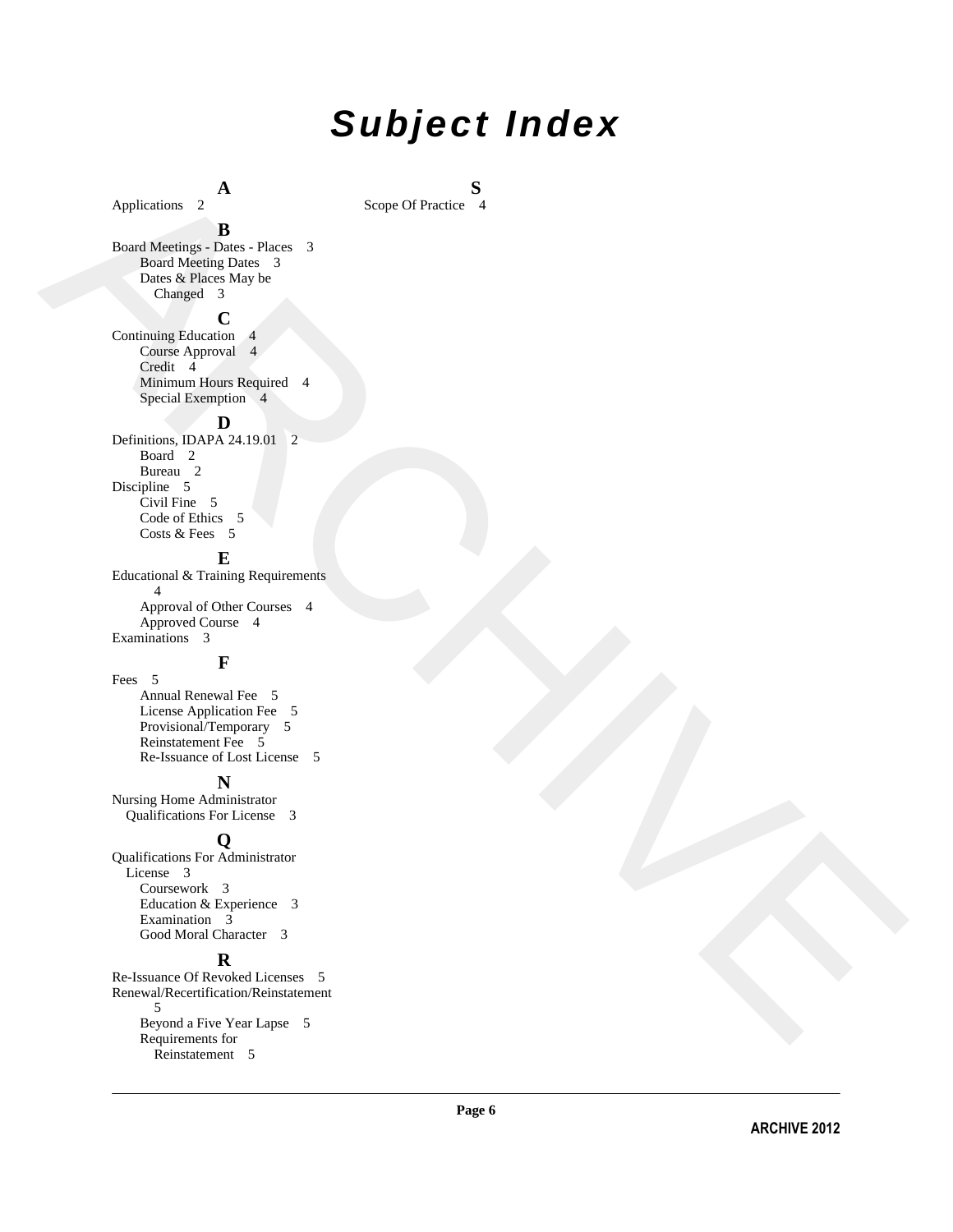# *Subject Index*

**A**

Applications 2

**B**

Board Meetings - Dates - Places 3
- Board Meeting Dates 3
- Dates & Places May be Changed 3

**C**

Continuing Education 4
- Course Approval 4
- Credit 4
- Minimum Hours Required 4
- Special Exemption 4

**D**

Definitions, IDAPA 24.19.01 2
- Board 2
- Bureau 2

Discipline 5
- Civil Fine 5
- Code of Ethics 5
- Costs & Fees 5

**E**

Educational & Training Requirements 4
- Approval of Other Courses 4
- Approved Course 4

Examinations 3

**F**

Fees 5
- Annual Renewal Fee 5
- License Application Fee 5
- Provisional/Temporary 5
- Reinstatement Fee 5
- Re-Issuance of Lost License 5

**N**

Nursing Home Administrator Qualifications For License 3

**Q**

Qualifications For Administrator License 3
- Coursework 3
- Education & Experience 3
- Examination 3
- Good Moral Character 3

**R**

Re-Issuance Of Revoked Licenses 5

Renewal/Recertification/Reinstatement 5
- Beyond a Five Year Lapse 5
- Requirements for Reinstatement 5

**S**

Scope Of Practice 4